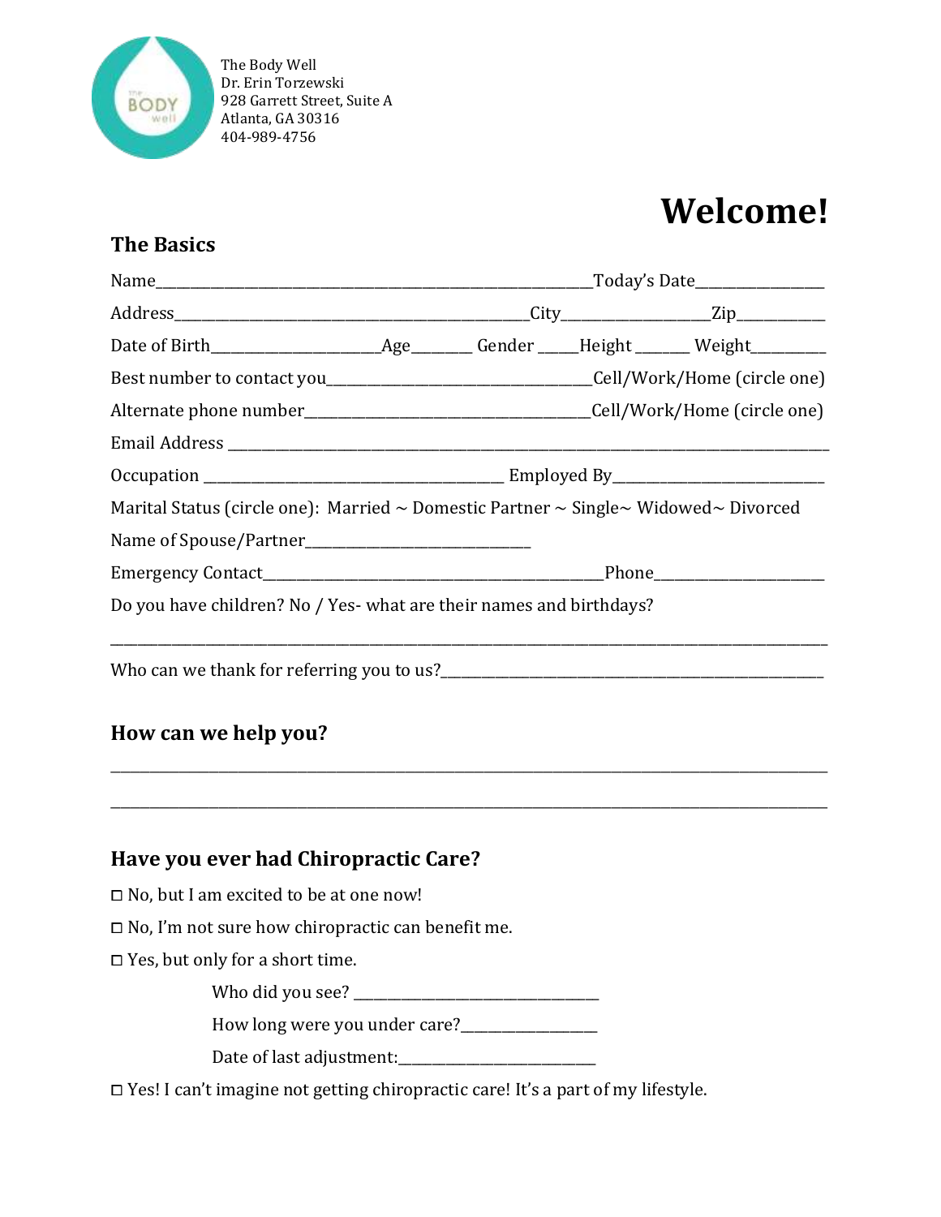The Body Well
Dr. Erin Torzewski
928 Garrett Street, Suite A
Atlanta, GA 30316
404-989-4756

# Welcome!

## The Basics

Name_____________________________________________________Today's Date______________

Address____________________________________________City_________________Zip__________

Date of Birth____________________Age_______ Gender _____Height ______ Weight_________

Best number to contact you_________________________________Cell/Work/Home (circle one)

Alternate phone number___________________________________Cell/Work/Home (circle one)

Email Address ____________________________________________________________________________

Occupation ____________________________________ Employed By__________________________

Marital Status (circle one): Married ~ Domestic Partner ~ Single~ Widowed~ Divorced

Name of Spouse/Partner___________________________

Emergency Contact___________________________________________Phone_____________________

Do you have children? No / Yes- what are their names and birthdays?

__________________________________________________________________________________________

Who can we thank for referring you to us?___________________________________________________

## How can we help you?

__________________________________________________________________________________________

__________________________________________________________________________________________

## Have you ever had Chiropractic Care?

☐ No, but I am excited to be at one now!

☐ No, I'm not sure how chiropractic can benefit me.

☐ Yes, but only for a short time.

Who did you see? ________________________________

How long were you under care?_________________

Date of last adjustment:_________________________

☐ Yes! I can't imagine not getting chiropractic care! It's a part of my lifestyle.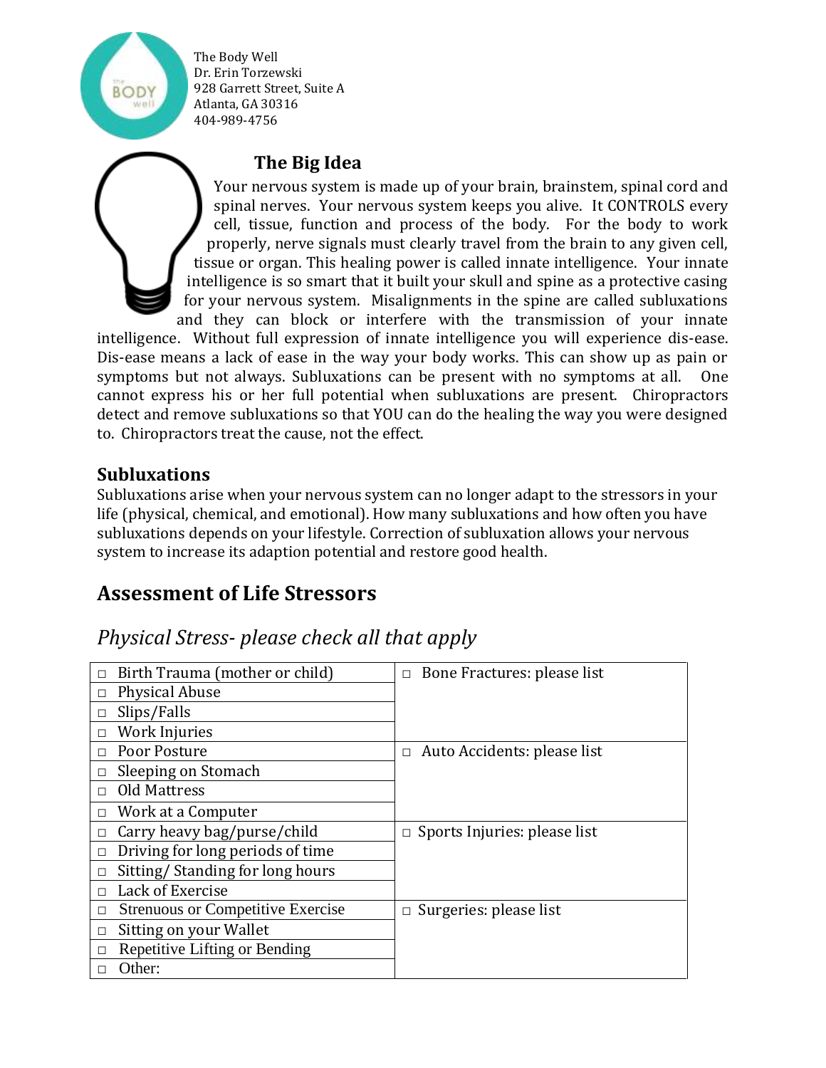The Body Well
Dr. Erin Torzewski
928 Garrett Street, Suite A
Atlanta, GA 30316
404-989-4756

## The Big Idea

Your nervous system is made up of your brain, brainstem, spinal cord and spinal nerves. Your nervous system keeps you alive. It CONTROLS every cell, tissue, function and process of the body. For the body to work properly, nerve signals must clearly travel from the brain to any given cell, tissue or organ. This healing power is called innate intelligence. Your innate intelligence is so smart that it built your skull and spine as a protective casing for your nervous system. Misalignments in the spine are called subluxations and they can block or interfere with the transmission of your innate intelligence. Without full expression of innate intelligence you will experience dis-ease. Dis-ease means a lack of ease in the way your body works. This can show up as pain or symptoms but not always. Subluxations can be present with no symptoms at all. One cannot express his or her full potential when subluxations are present. Chiropractors detect and remove subluxations so that YOU can do the healing the way you were designed to. Chiropractors treat the cause, not the effect.

### Subluxations

Subluxations arise when your nervous system can no longer adapt to the stressors in your life (physical, chemical, and emotional). How many subluxations and how often you have subluxations depends on your lifestyle. Correction of subluxation allows your nervous system to increase its adaption potential and restore good health.

## Assessment of Life Stressors

### *Physical Stress- please check all that apply*

| | |
|---|---|
| □ Birth Trauma (mother or child) | □ Bone Fractures: please list |
| □ Physical Abuse | |
| □ Slips/Falls | |
| □ Work Injuries | |
| □ Poor Posture | □ Auto Accidents: please list |
| □ Sleeping on Stomach | |
| □ Old Mattress | |
| □ Work at a Computer | |
| □ Carry heavy bag/purse/child | □ Sports Injuries: please list |
| □ Driving for long periods of time | |
| □ Sitting/ Standing for long hours | |
| □ Lack of Exercise | |
| □ Strenuous or Competitive Exercise | □ Surgeries: please list |
| □ Sitting on your Wallet | |
| □ Repetitive Lifting or Bending | |
| □ Other: | |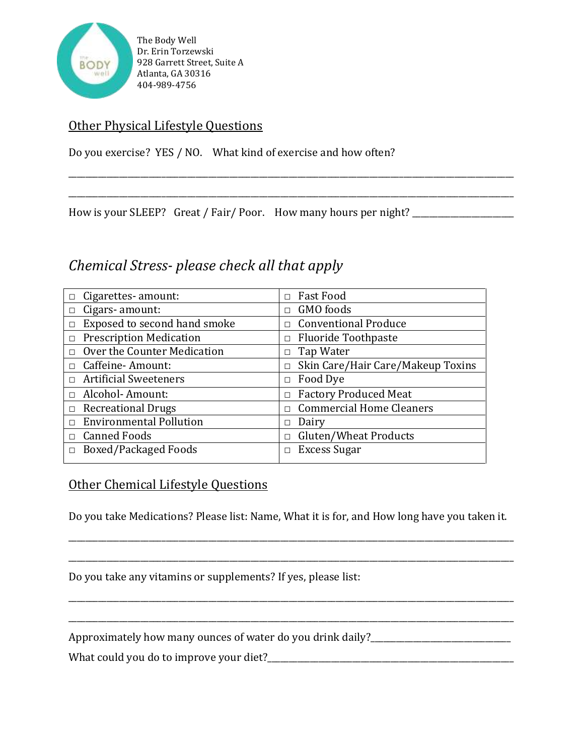The Body Well
Dr. Erin Torzewski
928 Garrett Street, Suite A
Atlanta, GA 30316
404-989-4756

## Other Physical Lifestyle Questions

Do you exercise? YES / NO. What kind of exercise and how often?

________________________________________________________________________________

________________________________________________________________________________

How is your SLEEP? Great / Fair/ Poor. How many hours per night? ________________

## *Chemical Stress- please check all that apply*

| | |
|---|---|
| □ Cigarettes- amount: | □ Fast Food |
| □ Cigars- amount: | □ GMO foods |
| □ Exposed to second hand smoke | □ Conventional Produce |
| □ Prescription Medication | □ Fluoride Toothpaste |
| □ Over the Counter Medication | □ Tap Water |
| □ Caffeine- Amount: | □ Skin Care/Hair Care/Makeup Toxins |
| □ Artificial Sweeteners | □ Food Dye |
| □ Alcohol- Amount: | □ Factory Produced Meat |
| □ Recreational Drugs | □ Commercial Home Cleaners |
| □ Environmental Pollution | □ Dairy |
| □ Canned Foods | □ Gluten/Wheat Products |
| □ Boxed/Packaged Foods | □ Excess Sugar |

## Other Chemical Lifestyle Questions

Do you take Medications? Please list: Name, What it is for, and How long have you taken it.

________________________________________________________________________________

________________________________________________________________________________

Do you take any vitamins or supplements? If yes, please list:

________________________________________________________________________________

________________________________________________________________________________

Approximately how many ounces of water do you drink daily?________________________

What could you do to improve your diet?_____________________________________________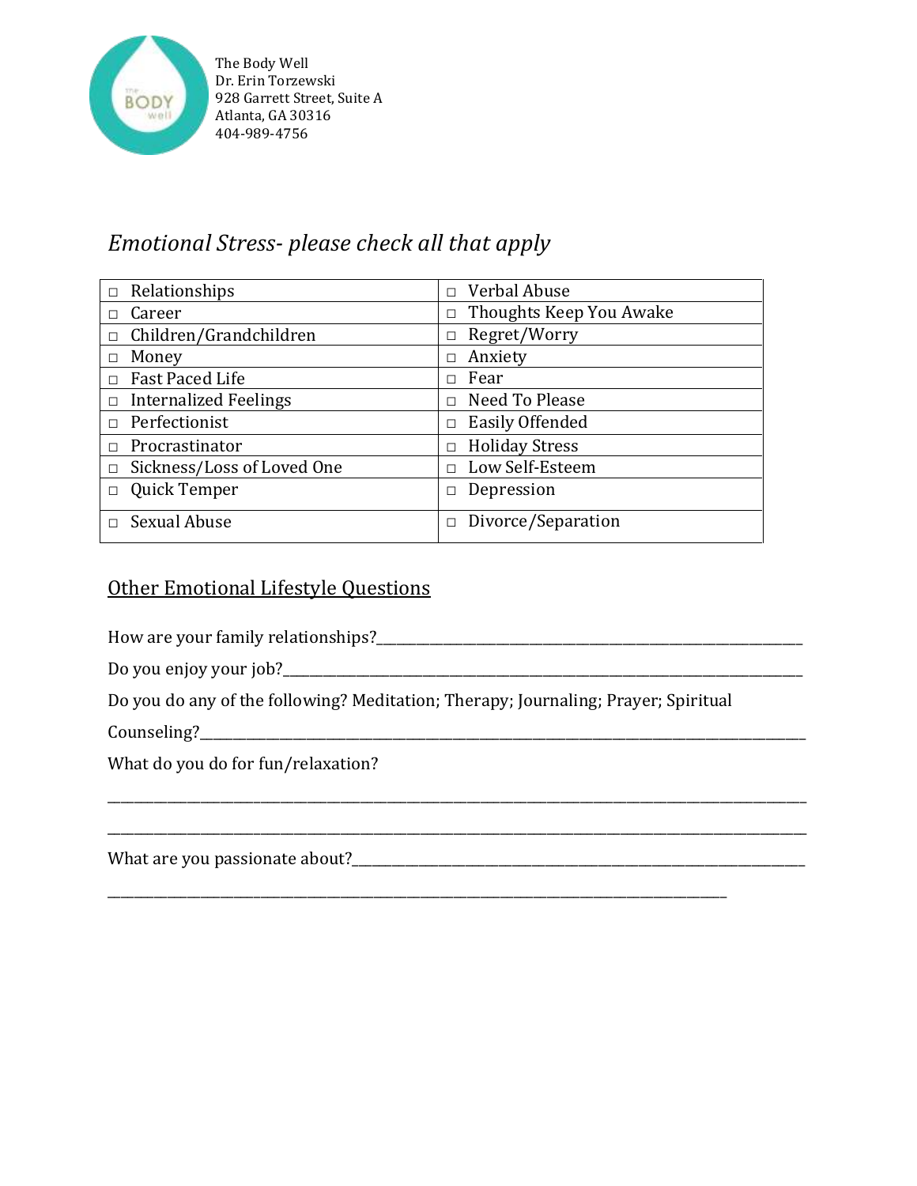The Body Well
Dr. Erin Torzewski
928 Garrett Street, Suite A
Atlanta, GA 30316
404-989-4756

## *Emotional Stress- please check all that apply*

| | |
|---|---|
| □ Relationships | □ Verbal Abuse |
| □ Career | □ Thoughts Keep You Awake |
| □ Children/Grandchildren | □ Regret/Worry |
| □ Money | □ Anxiety |
| □ Fast Paced Life | □ Fear |
| □ Internalized Feelings | □ Need To Please |
| □ Perfectionist | □ Easily Offended |
| □ Procrastinator | □ Holiday Stress |
| □ Sickness/Loss of Loved One | □ Low Self-Esteem |
| □ Quick Temper | □ Depression |
| □ Sexual Abuse | □ Divorce/Separation |

## Other Emotional Lifestyle Questions

How are your family relationships?_______________________________________________

Do you enjoy your job?_______________________________________________

Do you do any of the following? Meditation; Therapy; Journaling; Prayer; Spiritual Counseling?_______________________________________________

What do you do for fun/relaxation?

_______________________________________________

_______________________________________________

What are you passionate about?_______________________________________________

_______________________________________________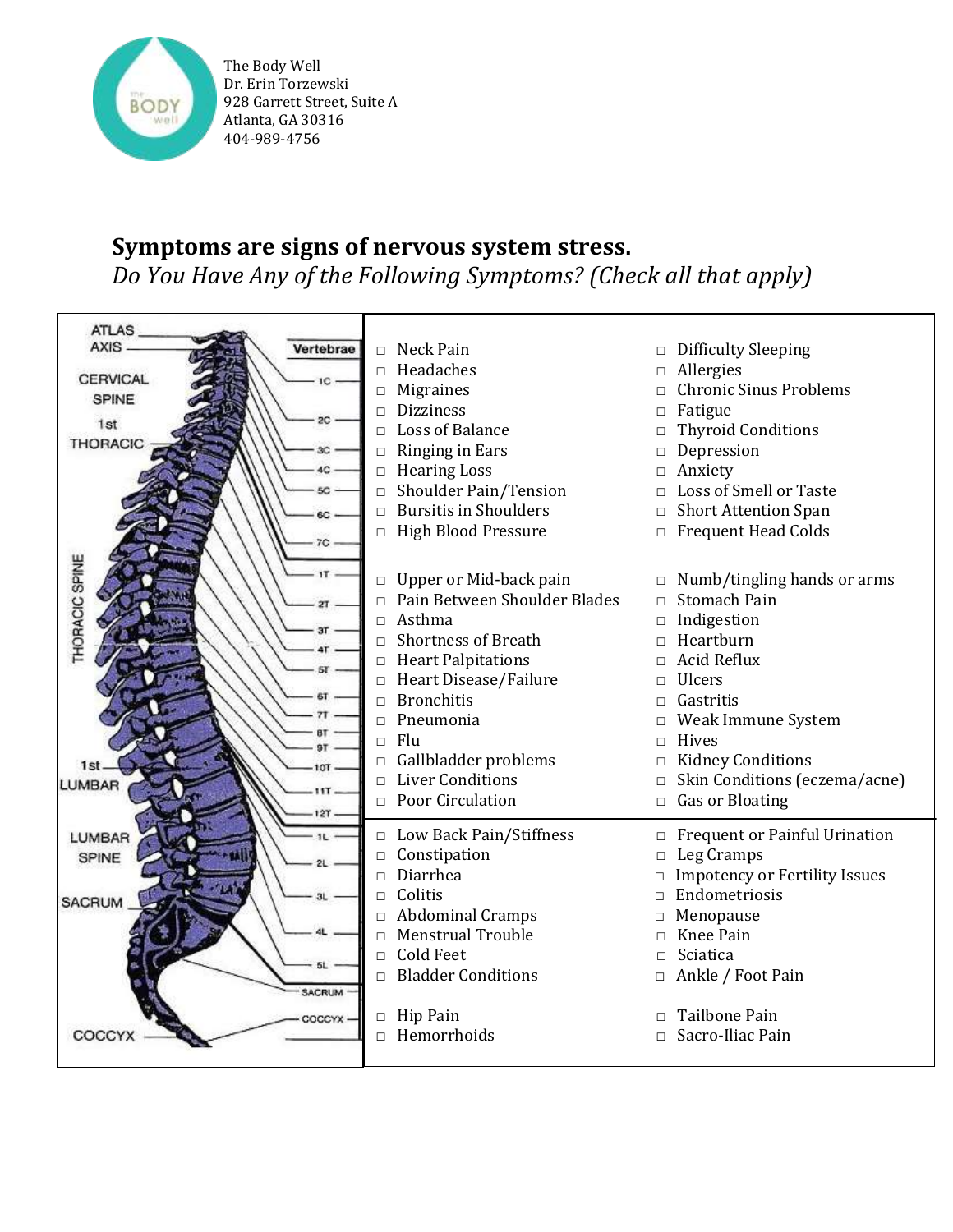The Body Well
Dr. Erin Torzewski
928 Garrett Street, Suite A
Atlanta, GA 30316
404-989-4756

## Symptoms are signs of nervous system stress.

*Do You Have Any of the Following Symptoms? (Check all that apply)*

- □ Neck Pain
- □ Headaches
- □ Migraines
- □ Dizziness
- □ Loss of Balance
- □ Ringing in Ears
- □ Hearing Loss
- □ Shoulder Pain/Tension
- □ Bursitis in Shoulders
- □ High Blood Pressure
- □ Difficulty Sleeping
- □ Allergies
- □ Chronic Sinus Problems
- □ Fatigue
- □ Thyroid Conditions
- □ Depression
- □ Anxiety
- □ Loss of Smell or Taste
- □ Short Attention Span
- □ Frequent Head Colds

---

- □ Upper or Mid-back pain
- □ Pain Between Shoulder Blades
- □ Asthma
- □ Shortness of Breath
- □ Heart Palpitations
- □ Heart Disease/Failure
- □ Bronchitis
- □ Pneumonia
- □ Flu
- □ Gallbladder problems
- □ Liver Conditions
- □ Poor Circulation
- □ Numb/tingling hands or arms
- □ Stomach Pain
- □ Indigestion
- □ Heartburn
- □ Acid Reflux
- □ Ulcers
- □ Gastritis
- □ Weak Immune System
- □ Hives
- □ Kidney Conditions
- □ Skin Conditions (eczema/acne)
- □ Gas or Bloating

---

- □ Low Back Pain/Stiffness
- □ Constipation
- □ Diarrhea
- □ Colitis
- □ Abdominal Cramps
- □ Menstrual Trouble
- □ Cold Feet
- □ Bladder Conditions
- □ Frequent or Painful Urination
- □ Leg Cramps
- □ Impotency or Fertility Issues
- □ Endometriosis
- □ Menopause
- □ Knee Pain
- □ Sciatica
- □ Ankle / Foot Pain

---

- □ Hip Pain
- □ Hemorrhoids
- □ Tailbone Pain
- □ Sacro-Iliac Pain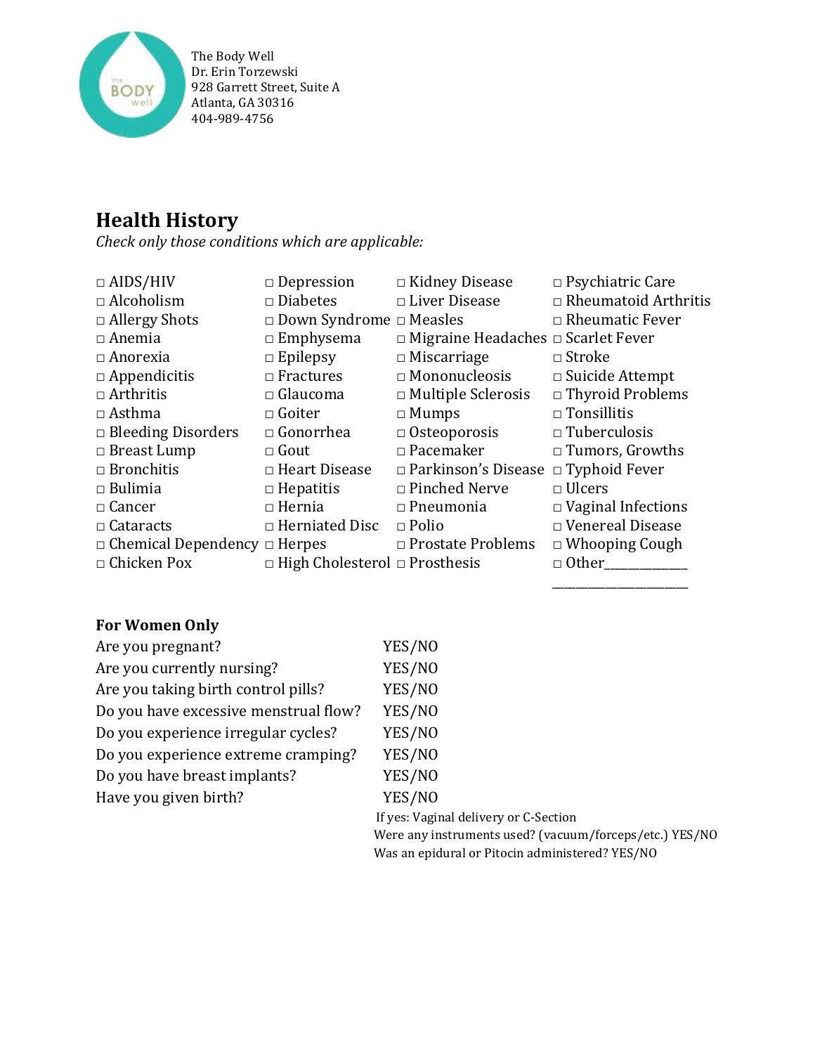The Body Well
Dr. Erin Torzewski
928 Garrett Street, Suite A
Atlanta, GA 30316
404-989-4756

## Health History

*Check only those conditions which are applicable:*

| | | | |
|---|---|---|---|
| □ AIDS/HIV | □ Depression | □ Kidney Disease | □ Psychiatric Care |
| □ Alcoholism | □ Diabetes | □ Liver Disease | □ Rheumatoid Arthritis |
| □ Allergy Shots | □ Down Syndrome | □ Measles | □ Rheumatic Fever |
| □ Anemia | □ Emphysema | □ Migraine Headaches | □ Scarlet Fever |
| □ Anorexia | □ Epilepsy | □ Miscarriage | □ Stroke |
| □ Appendicitis | □ Fractures | □ Mononucleosis | □ Suicide Attempt |
| □ Arthritis | □ Glaucoma | □ Multiple Sclerosis | □ Thyroid Problems |
| □ Asthma | □ Goiter | □ Mumps | □ Tonsillitis |
| □ Bleeding Disorders | □ Gonorrhea | □ Osteoporosis | □ Tuberculosis |
| □ Breast Lump | □ Gout | □ Pacemaker | □ Tumors, Growths |
| □ Bronchitis | □ Heart Disease | □ Parkinson's Disease | □ Typhoid Fever |
| □ Bulimia | □ Hepatitis | □ Pinched Nerve | □ Ulcers |
| □ Cancer | □ Hernia | □ Pneumonia | □ Vaginal Infections |
| □ Cataracts | □ Herniated Disc | □ Polio | □ Venereal Disease |
| □ Chemical Dependency | □ Herpes | □ Prostate Problems | □ Whooping Cough |
| □ Chicken Pox | □ High Cholesterol | □ Prosthesis | □ Other____________ ____________________ |

**For Women Only**

| | |
|---|---|
| Are you pregnant? | YES/NO |
| Are you currently nursing? | YES/NO |
| Are you taking birth control pills? | YES/NO |
| Do you have excessive menstrual flow? | YES/NO |
| Do you experience irregular cycles? | YES/NO |
| Do you experience extreme cramping? | YES/NO |
| Do you have breast implants? | YES/NO |
| Have you given birth? | YES/NO |

If yes: Vaginal delivery or C-Section
Were any instruments used? (vacuum/forceps/etc.) YES/NO
Was an epidural or Pitocin administered? YES/NO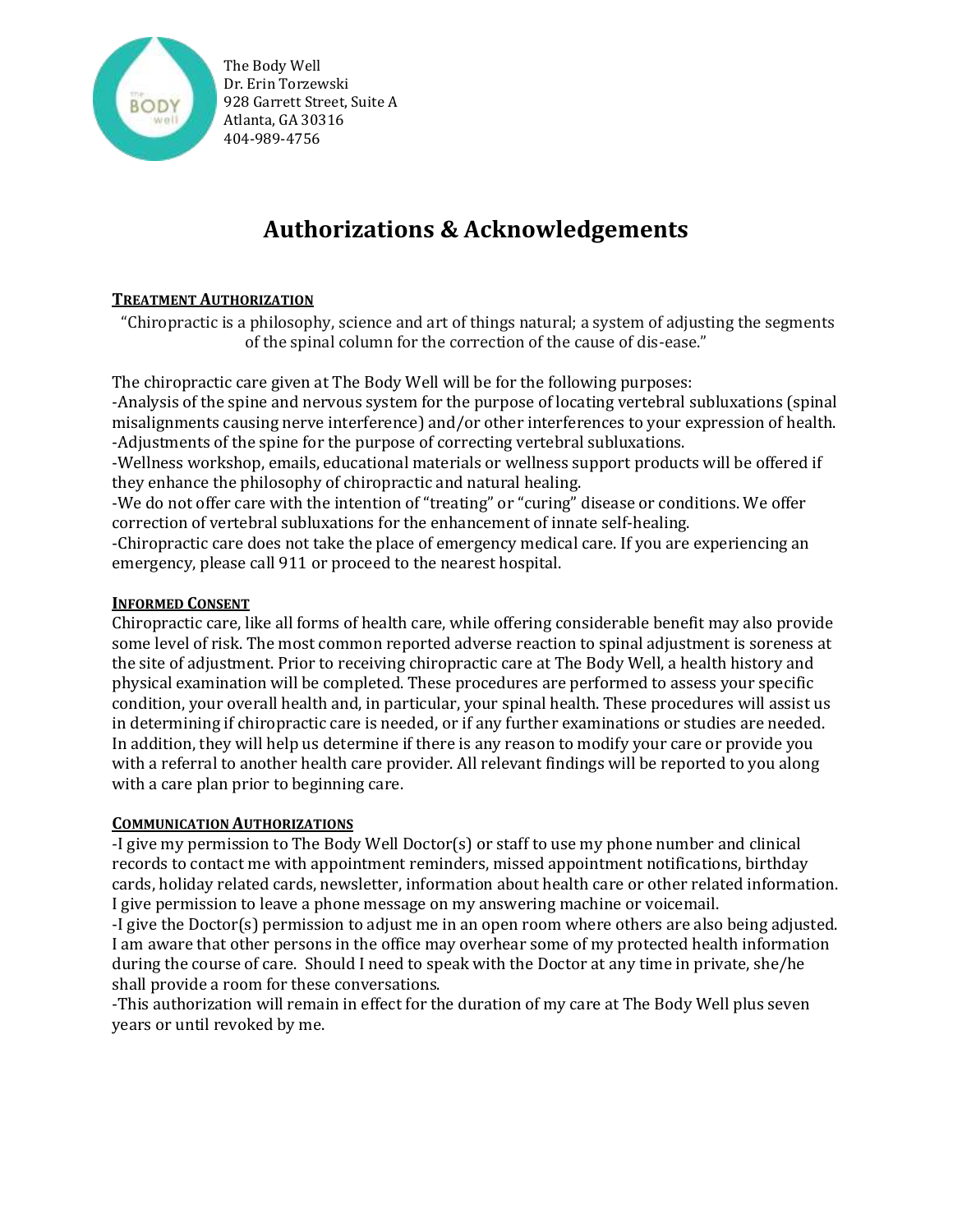The Body Well
Dr. Erin Torzewski
928 Garrett Street, Suite A
Atlanta, GA 30316
404-989-4756

# Authorizations & Acknowledgements

**TREATMENT AUTHORIZATION**

"Chiropractic is a philosophy, science and art of things natural; a system of adjusting the segments of the spinal column for the correction of the cause of dis-ease."

The chiropractic care given at The Body Well will be for the following purposes:

-Analysis of the spine and nervous system for the purpose of locating vertebral subluxations (spinal misalignments causing nerve interference) and/or other interferences to your expression of health.

-Adjustments of the spine for the purpose of correcting vertebral subluxations.

-Wellness workshop, emails, educational materials or wellness support products will be offered if they enhance the philosophy of chiropractic and natural healing.

-We do not offer care with the intention of "treating" or "curing" disease or conditions. We offer correction of vertebral subluxations for the enhancement of innate self-healing.

-Chiropractic care does not take the place of emergency medical care. If you are experiencing an emergency, please call 911 or proceed to the nearest hospital.

**INFORMED CONSENT**

Chiropractic care, like all forms of health care, while offering considerable benefit may also provide some level of risk. The most common reported adverse reaction to spinal adjustment is soreness at the site of adjustment. Prior to receiving chiropractic care at The Body Well, a health history and physical examination will be completed. These procedures are performed to assess your specific condition, your overall health and, in particular, your spinal health. These procedures will assist us in determining if chiropractic care is needed, or if any further examinations or studies are needed. In addition, they will help us determine if there is any reason to modify your care or provide you with a referral to another health care provider. All relevant findings will be reported to you along with a care plan prior to beginning care.

**COMMUNICATION AUTHORIZATIONS**

-I give my permission to The Body Well Doctor(s) or staff to use my phone number and clinical records to contact me with appointment reminders, missed appointment notifications, birthday cards, holiday related cards, newsletter, information about health care or other related information. I give permission to leave a phone message on my answering machine or voicemail.

-I give the Doctor(s) permission to adjust me in an open room where others are also being adjusted. I am aware that other persons in the office may overhear some of my protected health information during the course of care. Should I need to speak with the Doctor at any time in private, she/he shall provide a room for these conversations.

-This authorization will remain in effect for the duration of my care at The Body Well plus seven years or until revoked by me.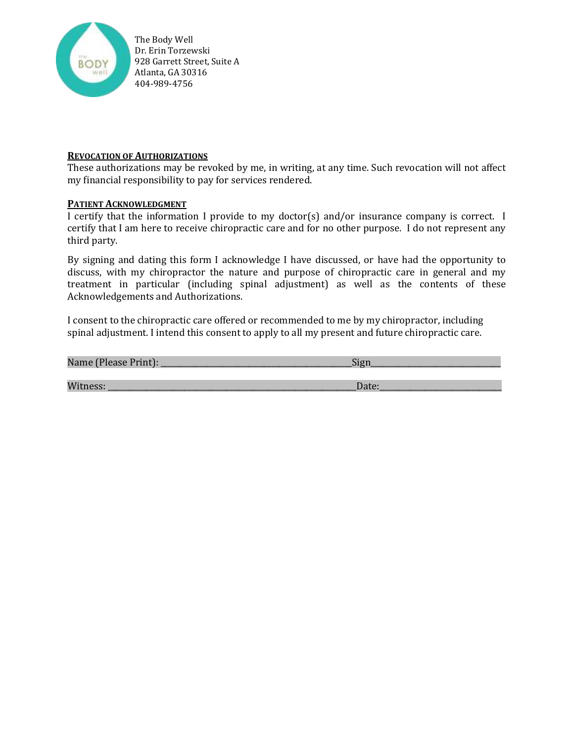The Body Well
Dr. Erin Torzewski
928 Garrett Street, Suite A
Atlanta, GA 30316
404-989-4756

**REVOCATION OF AUTHORIZATIONS**

These authorizations may be revoked by me, in writing, at any time. Such revocation will not affect my financial responsibility to pay for services rendered.

**PATIENT ACKNOWLEDGMENT**

I certify that the information I provide to my doctor(s) and/or insurance company is correct. I certify that I am here to receive chiropractic care and for no other purpose. I do not represent any third party.

By signing and dating this form I acknowledge I have discussed, or have had the opportunity to discuss, with my chiropractor the nature and purpose of chiropractic care in general and my treatment in particular (including spinal adjustment) as well as the contents of these Acknowledgements and Authorizations.

I consent to the chiropractic care offered or recommended to me by my chiropractor, including spinal adjustment. I intend this consent to apply to all my present and future chiropractic care.

Name (Please Print): ____________________________________________Sign______________________________

Witness: ___________________________________________________________Date:____________________________